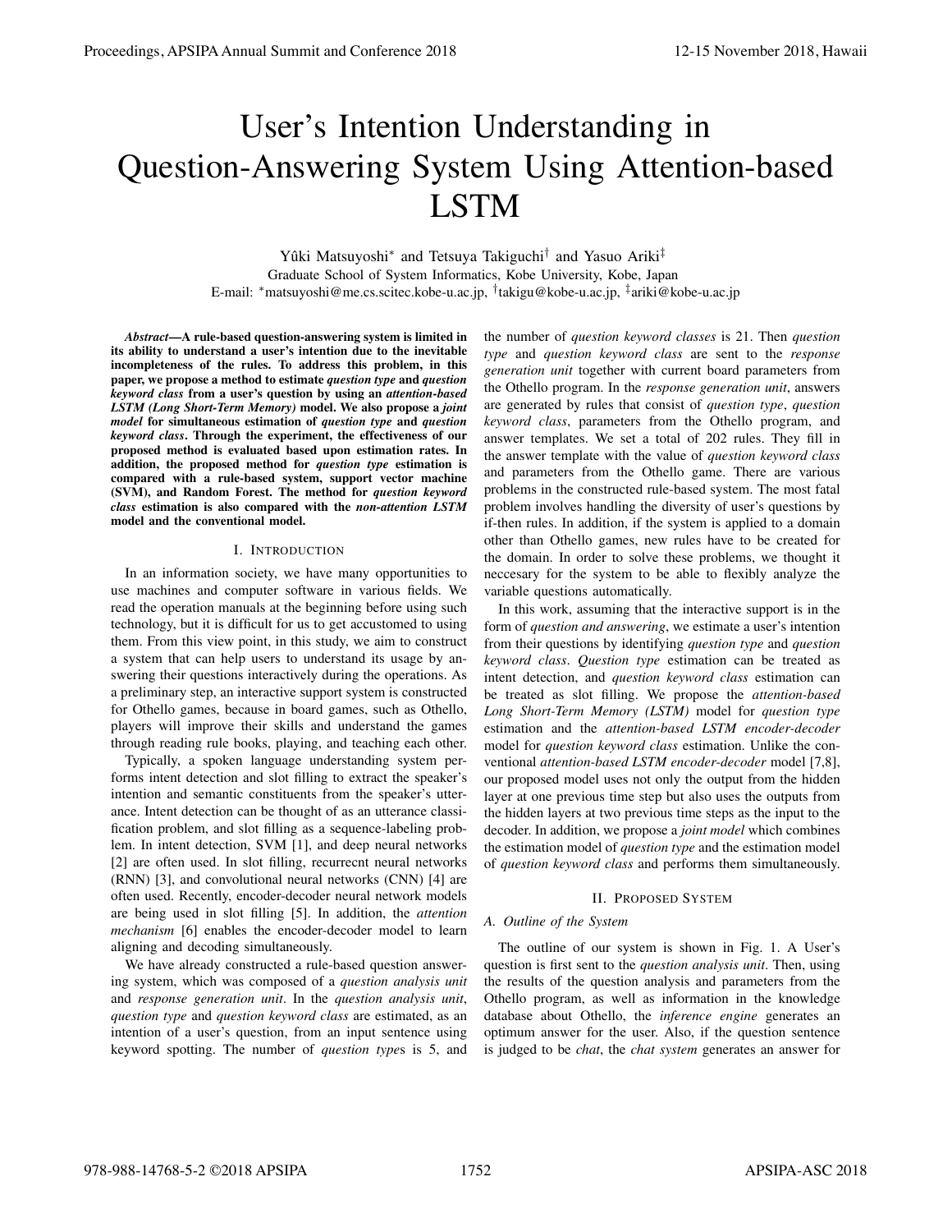# User's Intention Understanding in Question-Answering System Using Attention-based LSTM

Yûki Matsuyoshi* and Tetsuya Takiguchi† and Yasuo Ariki‡

Graduate School of System Informatics, Kobe University, Kobe, Japan

E-mail: *matsuyoshi@me.cs.scitec.kobe-u.ac.jp, †takigu@kobe-u.ac.jp, ‡ariki@kobe-u.ac.jp

***Abstract*—A rule-based question-answering system is limited in its ability to understand a user's intention due to the inevitable incompleteness of the rules. To address this problem, in this paper, we propose a method to estimate *question type* and *question keyword class* from a user's question by using an *attention-based LSTM (Long Short-Term Memory)* model. We also propose a *joint model* for simultaneous estimation of *question type* and *question keyword class*. Through the experiment, the effectiveness of our proposed method is evaluated based upon estimation rates. In addition, the proposed method for *question type* estimation is compared with a rule-based system, support vector machine (SVM), and Random Forest. The method for *question keyword class* estimation is also compared with the *non-attention LSTM* model and the conventional model.**

## I. Introduction

In an information society, we have many opportunities to use machines and computer software in various fields. We read the operation manuals at the beginning before using such technology, but it is difficult for us to get accustomed to using them. From this view point, in this study, we aim to construct a system that can help users to understand its usage by answering their questions interactively during the operations. As a preliminary step, an interactive support system is constructed for Othello games, because in board games, such as Othello, players will improve their skills and understand the games through reading rule books, playing, and teaching each other.

Typically, a spoken language understanding system performs intent detection and slot filling to extract the speaker's intention and semantic constituents from the speaker's utterance. Intent detection can be thought of as an utterance classification problem, and slot filling as a sequence-labeling problem. In intent detection, SVM [1], and deep neural networks [2] are often used. In slot filling, recurrecnt neural networks (RNN) [3], and convolutional neural networks (CNN) [4] are often used. Recently, encoder-decoder neural network models are being used in slot filling [5]. In addition, the *attention mechanism* [6] enables the encoder-decoder model to learn aligning and decoding simultaneously.

We have already constructed a rule-based question answering system, which was composed of a *question analysis unit* and *response generation unit*. In the *question analysis unit*, *question type* and *question keyword class* are estimated, as an intention of a user's question, from an input sentence using keyword spotting. The number of *question type*s is 5, and the number of *question keyword classes* is 21. Then *question type* and *question keyword class* are sent to the *response generation unit* together with current board parameters from the Othello program. In the *response generation unit*, answers are generated by rules that consist of *question type*, *question keyword class*, parameters from the Othello program, and answer templates. We set a total of 202 rules. They fill in the answer template with the value of *question keyword class* and parameters from the Othello game. There are various problems in the constructed rule-based system. The most fatal problem involves handling the diversity of user's questions by if-then rules. In addition, if the system is applied to a domain other than Othello games, new rules have to be created for the domain. In order to solve these problems, we thought it neccesary for the system to be able to flexibly analyze the variable questions automatically.

In this work, assuming that the interactive support is in the form of *question and answering*, we estimate a user's intention from their questions by identifying *question type* and *question keyword class*. *Question type* estimation can be treated as intent detection, and *question keyword class* estimation can be treated as slot filling. We propose the *attention-based Long Short-Term Memory (LSTM)* model for *question type* estimation and the *attention-based LSTM encoder-decoder* model for *question keyword class* estimation. Unlike the conventional *attention-based LSTM encoder-decoder* model [7,8], our proposed model uses not only the output from the hidden layer at one previous time step but also uses the outputs from the hidden layers at two previous time steps as the input to the decoder. In addition, we propose a *joint model* which combines the estimation model of *question type* and the estimation model of *question keyword class* and performs them simultaneously.

## II. Proposed System

### A. Outline of the System

The outline of our system is shown in Fig. 1. A User's question is first sent to the *question analysis unit*. Then, using the results of the question analysis and parameters from the Othello program, as well as information in the knowledge database about Othello, the *inference engine* generates an optimum answer for the user. Also, if the question sentence is judged to be *chat*, the *chat system* generates an answer for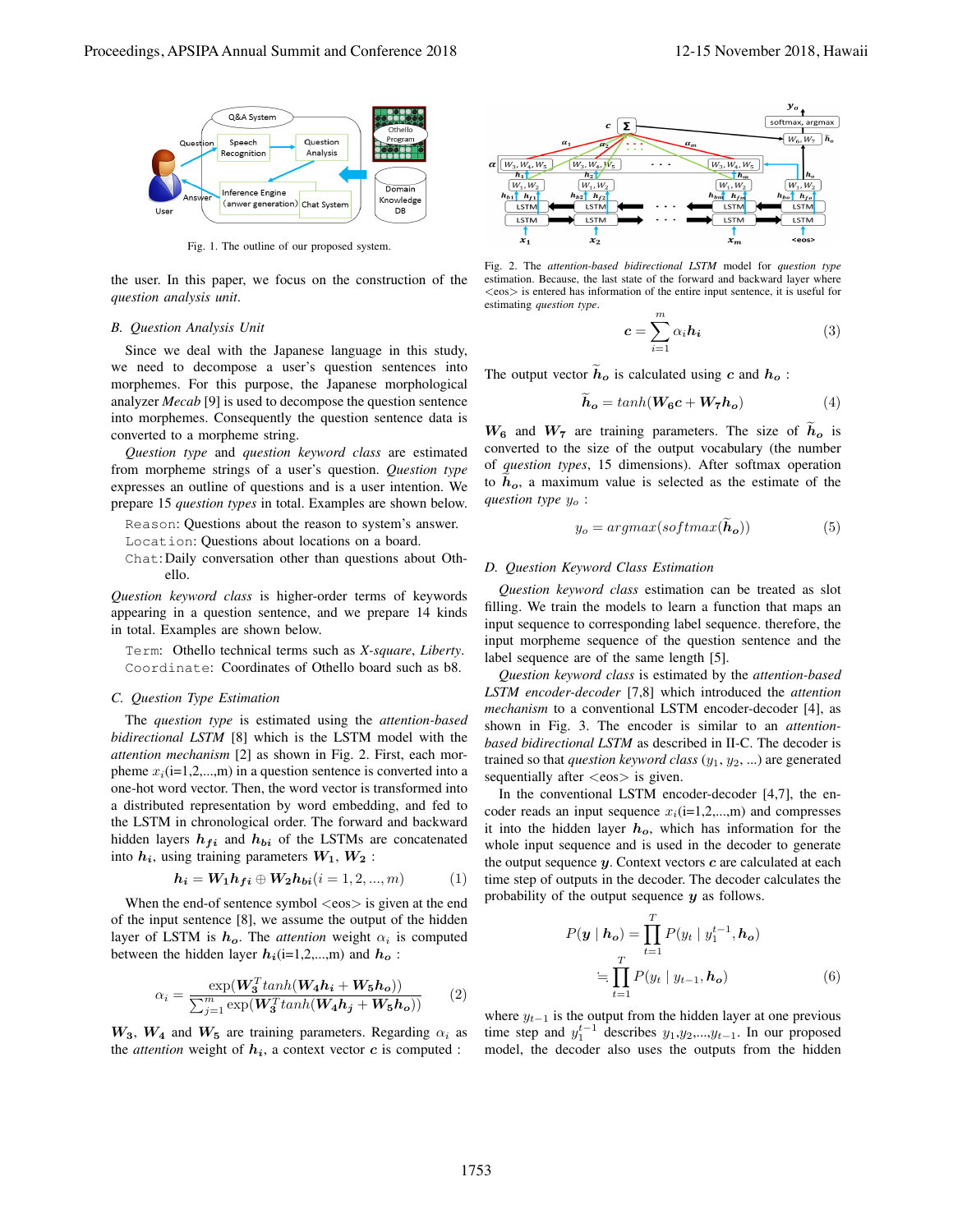Fig. 1. The outline of our proposed system.

the user. In this paper, we focus on the construction of the *question analysis unit*.

### B. Question Analysis Unit

Since we deal with the Japanese language in this study, we need to decompose a user's question sentences into morphemes. For this purpose, the Japanese morphological analyzer *Mecab* [9] is used to decompose the question sentence into morphemes. Consequently the question sentence data is converted to a morpheme string.

*Question type* and *question keyword class* are estimated from morpheme strings of a user's question. *Question type* expresses an outline of questions and is a user intention. We prepare 15 *question types* in total. Examples are shown below.

- `Reason`: Questions about the reason to system's answer.
- `Location`: Questions about locations on a board.
- `Chat`: Daily conversation other than questions about Othello.

*Question keyword class* is higher-order terms of keywords appearing in a question sentence, and we prepare 14 kinds in total. Examples are shown below.

- `Term`: Othello technical terms such as *X-square*, *Liberty*.
- `Coordinate`: Coordinates of Othello board such as b8.

### C. Question Type Estimation

The *question type* is estimated using the *attention-based bidirectional LSTM* [8] which is the LSTM model with the *attention mechanism* [2] as shown in Fig. 2. First, each morpheme $x_i$(i=1,2,...,m) in a question sentence is converted into a one-hot word vector. Then, the word vector is transformed into a distributed representation by word embedding, and fed to the LSTM in chronological order. The forward and backward hidden layers $\boldsymbol{h_{fi}}$ and $\boldsymbol{h_{bi}}$ of the LSTMs are concatenated into $\boldsymbol{h_i}$, using training parameters $\boldsymbol{W_1}$, $\boldsymbol{W_2}$ :

$$\boldsymbol{h_i} = \boldsymbol{W_1 h_{fi}} \oplus \boldsymbol{W_2 h_{bi}} (i = 1, 2, ..., m) \tag{1}$$

When the end-of-sentence symbol <eos> is given at the end of the input sentence [8], we assume the output of the hidden layer of LSTM is $\boldsymbol{h_o}$. The *attention* weight $\alpha_i$ is computed between the hidden layer $\boldsymbol{h_i}$(i=1,2,...,m) and $\boldsymbol{h_o}$ :

$$\alpha_i = \frac{\exp(\boldsymbol{W_3}^T tanh(\boldsymbol{W_4 h_i} + \boldsymbol{W_5 h_o}))}{\sum_{j=1}^{m} \exp(\boldsymbol{W_3}^T tanh(\boldsymbol{W_4 h_j} + \boldsymbol{W_5 h_o}))} \tag{2}$$

$\boldsymbol{W_3}$, $\boldsymbol{W_4}$ and $\boldsymbol{W_5}$ are training parameters. Regarding $\alpha_i$ as the *attention* weight of $\boldsymbol{h_i}$, a context vector $\boldsymbol{c}$ is computed :

Fig. 2. The *attention-based bidirectional LSTM* model for *question type* estimation. Because, the last state of the forward and backward layer where <eos> is entered has information of the entire input sentence, it is useful for estimating *question type*.

$$\boldsymbol{c} = \sum_{i=1}^{m} \alpha_i \boldsymbol{h_i} \tag{3}$$

The output vector $\widetilde{\boldsymbol{h}}_{\boldsymbol{o}}$ is calculated using $\boldsymbol{c}$ and $\boldsymbol{h_o}$ :

$$\widetilde{\boldsymbol{h}}_{\boldsymbol{o}} = tanh(\boldsymbol{W_6 c} + \boldsymbol{W_7 h_o}) \tag{4}$$

$\boldsymbol{W_6}$ and $\boldsymbol{W_7}$ are training parameters. The size of $\widetilde{\boldsymbol{h}}_{\boldsymbol{o}}$ is converted to the size of the output vocabulary (the number of *question types*, 15 dimensions). After softmax operation to $\widetilde{\boldsymbol{h}}_{\boldsymbol{o}}$, a maximum value is selected as the estimate of the *question type* $y_o$ :

$$y_o = argmax(softmax(\widetilde{\boldsymbol{h}}_{\boldsymbol{o}})) \tag{5}$$

### D. Question Keyword Class Estimation

*Question keyword class* estimation can be treated as slot filling. We train the models to learn a function that maps an input sequence to corresponding label sequence. therefore, the input morpheme sequence of the question sentence and the label sequence are of the same length [5].

*Question keyword class* is estimated by the *attention-based LSTM encoder-decoder* [7,8] which introduced the *attention mechanism* to a conventional LSTM encoder-decoder [4], as shown in Fig. 3. The encoder is similar to an *attention-based bidirectional LSTM* as described in II-C. The decoder is trained so that *question keyword class* ($y_1$, $y_2$, ...) are generated sequentially after <eos> is given.

In the conventional LSTM encoder-decoder [4,7], the encoder reads an input sequence $x_i$(i=1,2,...,m) and compresses it into the hidden layer $\boldsymbol{h_o}$, which has information for the whole input sequence and is used in the decoder to generate the output sequence $\boldsymbol{y}$. Context vectors $\boldsymbol{c}$ are calculated at each time step of outputs in the decoder. The decoder calculates the probability of the output sequence $\boldsymbol{y}$ as follows.

$$\begin{aligned} P(\boldsymbol{y} \mid \boldsymbol{h_o}) &= \prod_{t=1}^{T} P(y_t \mid y_1^{t-1}, \boldsymbol{h_o}) \\ &\fallingdotseq \prod_{t=1}^{T} P(y_t \mid y_{t-1}, \boldsymbol{h_o}) \end{aligned} \tag{6}$$

where $y_{t-1}$ is the output from the hidden layer at one previous time step and $y_1^{t-1}$ describes $y_1$,$y_2$,...,$y_{t-1}$. In our proposed model, the decoder also uses the outputs from the hidden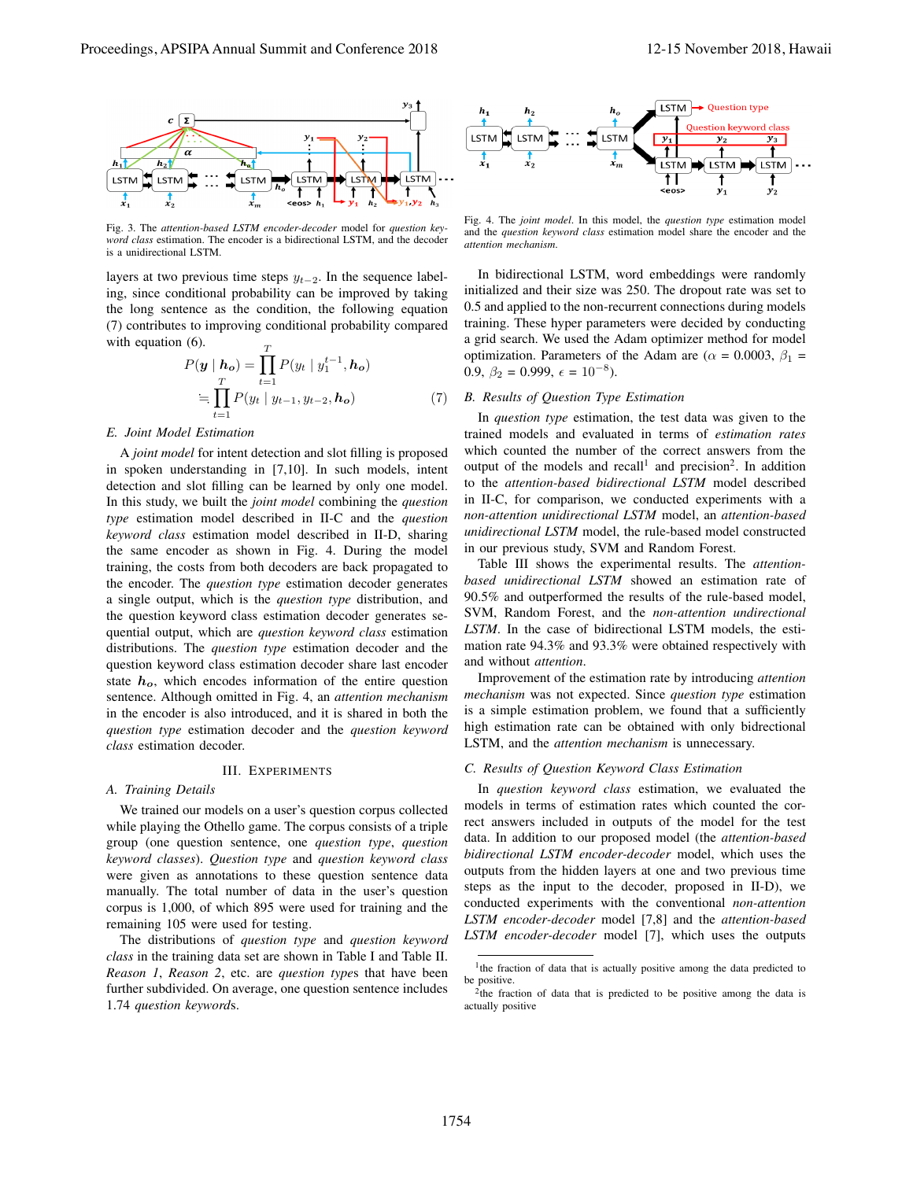Fig. 3. The *attention-based LSTM encoder-decoder* model for *question keyword class* estimation. The encoder is a bidirectional LSTM, and the decoder is a unidirectional LSTM.

layers at two previous time steps $y_{t-2}$. In the sequence labeling, since conditional probability can be improved by taking the long sentence as the condition, the following equation (7) contributes to improving conditional probability compared with equation (6).

$$P(\boldsymbol{y} \mid \boldsymbol{h_o}) = \prod_{t=1}^{T} P(y_t \mid y_1^{t-1}, \boldsymbol{h_o}) \\ \fallingdotseq \prod_{t=1}^{T} P(y_t \mid y_{t-1}, y_{t-2}, \boldsymbol{h_o}) \quad (7)$$

### E. Joint Model Estimation

A *joint model* for intent detection and slot filling is proposed in spoken understanding in [7,10]. In such models, intent detection and slot filling can be learned by only one model. In this study, we built the *joint model* combining the *question type* estimation model described in II-C and the *question keyword class* estimation model described in II-D, sharing the same encoder as shown in Fig. 4. During the model training, the costs from both decoders are back propagated to the encoder. The *question type* estimation decoder generates a single output, which is the *question type* distribution, and the question keyword class estimation decoder generates sequential output, which are *question keyword class* estimation distributions. The *question type* estimation decoder and the question keyword class estimation decoder share last encoder state $\boldsymbol{h_o}$, which encodes information of the entire question sentence. Although omitted in Fig. 4, an *attention mechanism* in the encoder is also introduced, and it is shared in both the *question type* estimation decoder and the *question keyword class* estimation decoder.

## III. Experiments

### A. Training Details

We trained our models on a user's question corpus collected while playing the Othello game. The corpus consists of a triple group (one question sentence, one *question type*, *question keyword classes*). *Question type* and *question keyword class* were given as annotations to these question sentence data manually. The total number of data in the user's question corpus is 1,000, of which 895 were used for training and the remaining 105 were used for testing.

The distributions of *question type* and *question keyword class* in the training data set are shown in Table I and Table II. *Reason 1*, *Reason 2*, etc. are *question types* that have been further subdivided. On average, one question sentence includes 1.74 *question keywords*.

Fig. 4. The *joint model*. In this model, the *question type* estimation model and the *question keyword class* estimation model share the encoder and the *attention mechanism*.

In bidirectional LSTM, word embeddings were randomly initialized and their size was 250. The dropout rate was set to 0.5 and applied to the non-recurrent connections during models training. These hyper parameters were decided by conducting a grid search. We used the Adam optimizer method for model optimization. Parameters of the Adam are ($\alpha$ = 0.0003, $\beta_1$ = 0.9, $\beta_2$ = 0.999, $\epsilon = 10^{-8}$).

### B. Results of Question Type Estimation

In *question type* estimation, the test data was given to the trained models and evaluated in terms of *estimation rates* which counted the number of the correct answers from the output of the models and recall[1] and precision[2]. In addition to the *attention-based bidirectional LSTM* model described in II-C, for comparison, we conducted experiments with a *non-attention unidirectional LSTM* model, an *attention-based unidirectional LSTM* model, the rule-based model constructed in our previous study, SVM and Random Forest.

Table III shows the experimental results. The *attention-based unidirectional LSTM* showed an estimation rate of 90.5% and outperformed the results of the rule-based model, SVM, Random Forest, and the *non-attention undirectional LSTM*. In the case of bidirectional LSTM models, the estimation rate 94.3% and 93.3% were obtained respectively with and without *attention*.

Improvement of the estimation rate by introducing *attention mechanism* was not expected. Since *question type* estimation is a simple estimation problem, we found that a sufficiently high estimation rate can be obtained with only bidrectional LSTM, and the *attention mechanism* is unnecessary.

### C. Results of Question Keyword Class Estimation

In *question keyword class* estimation, we evaluated the models in terms of estimation rates which counted the correct answers included in outputs of the model for the test data. In addition to our proposed model (the *attention-based bidirectional LSTM encoder-decoder* model, which uses the outputs from the hidden layers at one and two previous time steps as the input to the decoder, proposed in II-D), we conducted experiments with the conventional *non-attention LSTM encoder-decoder* model [7,8] and the *attention-based LSTM encoder-decoder* model [7], which uses the outputs

[1] the fraction of data that is actually positive among the data predicted to be positive.

[2] the fraction of data that is predicted to be positive among the data is actually positive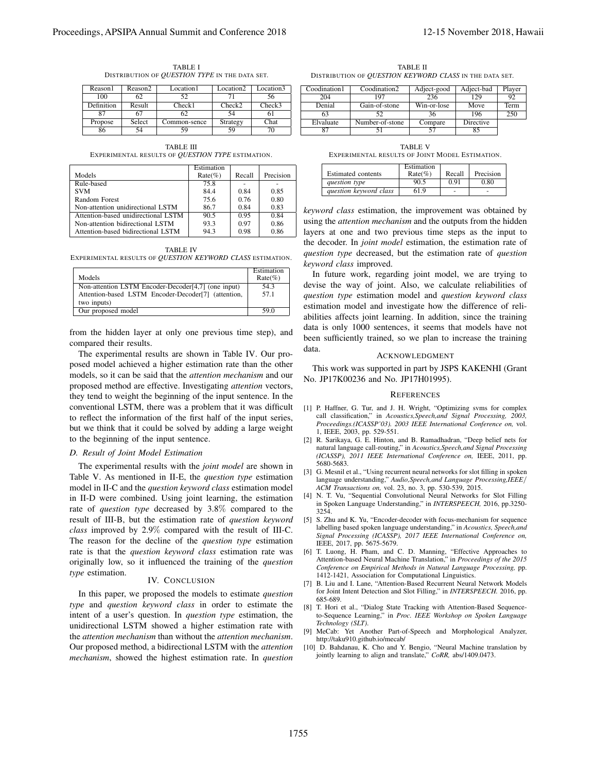TABLE I
DISTRIBUTION OF *QUESTION TYPE* IN THE DATA SET.

| | | | | |
|---|---|---|---|---|
| Reason1 | Reason2 | Location1 | Location2 | Location3 |
| 100 | 62 | 52 | 71 | 56 |
| Definition | Result | Check1 | Check2 | Check3 |
| 87 | 67 | 62 | 54 | 61 |
| Propose | Select | Common-sence | Strategy | Chat |
| 86 | 54 | 59 | 59 | 70 |

TABLE II
DISTRIBUTION OF *QUESTION KEYWORD CLASS* IN THE DATA SET.

| | | | | |
|---|---|---|---|---|
| Coodination1 | Coodination2 | Adject-good | Adject-bad | Player |
| 204 | 197 | 236 | 129 | 92 |
| Denial | Gain-of-stone | Win-or-lose | Move | Term |
| 63 | 52 | 36 | 196 | 250 |
| Elvaluate | Number-of-stone | Compare | Directive | |
| 87 | 51 | 57 | 85 | |

TABLE III
EXPERIMENTAL RESULTS OF *QUESTION TYPE* ESTIMATION.

| Models | Estimation Rate(%) | Recall | Precision |
|---|---|---|---|
| Rule-based | 75.8 | - | - |
| SVM | 84.4 | 0.84 | 0.85 |
| Random Forest | 75.6 | 0.76 | 0.80 |
| Non-attention unidirectional LSTM | 86.7 | 0.84 | 0.83 |
| Attention-based unidirectional LSTM | 90.5 | 0.95 | 0.84 |
| Non-attention bidirectional LSTM | 93.3 | 0.97 | 0.86 |
| Attention-based bidirectional LSTM | 94.3 | 0.98 | 0.86 |

TABLE IV
EXPERIMENTAL RESULTS OF *QUESTION KEYWORD CLASS* ESTIMATION.

| Models | Estimation Rate(%) |
|---|---|
| Non-attention LSTM Encoder-Decoder[4,7] (one input) | 54.3 |
| Attention-based LSTM Encoder-Decoder[7] (attention, two inputs) | 57.1 |
| Our proposed model | 59.0 |

from the hidden layer at only one previous time step), and compared their results.

The experimental results are shown in Table IV. Our proposed model achieved a higher estimation rate than the other models, so it can be said that the *attention mechanism* and our proposed method are effective. Investigating *attention* vectors, they tend to weight the beginning of the input sentence. In the conventional LSTM, there was a problem that it was difficult to reflect the information of the first half of the input series, but we think that it could be solved by adding a large weight to the beginning of the input sentence.

### D. Result of Joint Model Estimation

The experimental results with the *joint model* are shown in Table V. As mentioned in II-E, the *question type* estimation model in II-C and the *question keyword class* estimation model in II-D were combined. Using joint learning, the estimation rate of *question type* decreased by 3.8% compared to the result of III-B, but the estimation rate of *question keyword class* improved by 2.9% compared with the result of III-C. The reason for the decline of the *question type* estimation rate is that the *question keyword class* estimation rate was originally low, so it influenced the training of the *question type* estimation.

TABLE V
EXPERIMENTAL RESULTS OF JOINT MODEL ESTIMATION.

| Estimated contents | Estimation Rate(%) | Recall | Precision |
|---|---|---|---|
| *question type* | 90.5 | 0.91 | 0.80 |
| *question keyword class* | 61.9 | - | - |

## IV. CONCLUSION

In this paper, we proposed the models to estimate *question type* and *question keyword class* in order to estimate the intent of a user's question. In *question type* estimation, the unidirectional LSTM showed a higher estimation rate with the *attention mechanism* than without the *attention mechanism*. Our proposed method, a bidirectional LSTM with the *attention mechanism*, showed the highest estimation rate. In *question keyword class* estimation, the improvement was obtained by using the *attention mechanism* and the outputs from the hidden layers at one and two previous time steps as the input to the decoder. In *joint model* estimation, the estimation rate of *question type* decreased, but the estimation rate of *question keyword class* improved.

In future work, regarding joint model, we are trying to devise the way of joint. Also, we calculate reliabilities of *question type* estimation model and *question keyword class* estimation model and investigate how the difference of reliabilities affects joint learning. In addition, since the training data is only 1000 sentences, it seems that models have not been sufficiently trained, so we plan to increase the training data.

## ACKNOWLEDGMENT

This work was supported in part by JSPS KAKENHI (Grant No. JP17K00236 and No. JP17H01995).

## REFERENCES

[1] P. Haffner, G. Tur, and J. H. Wright, "Optimizing svms for complex call classification," in *Acoustics,Speech,and Signal Processing, 2003, Proceedings.(ICASSP'03). 2003 IEEE International Conference on,* vol. 1, IEEE, 2003, pp. 529-551.

[2] R. Sarikaya, G. E. Hinton, and B. Ramadhadran, "Deep belief nets for natural language call-routing," in *Acoustics,Speech,and Signal Processing (ICASSP), 2011 IEEE International Conference on,* IEEE, 2011, pp. 5680-5683.

[3] G. Mesnil et al., "Using recurrent neural networks for slot filling in spoken language understanding," *Audio,Speech,and Language Processing,IEEE/ ACM Transactions on,* vol. 23, no. 3, pp. 530-539, 2015.

[4] N. T. Vu, "Sequential Convolutional Neural Networks for Slot Filling in Spoken Language Understanding," in *INTERSPEECH,* 2016, pp.3250-3254.

[5] S. Zhu and K. Yu, "Encoder-decoder with focus-mechanism for sequence labelling based spoken language understanding," in *Acoustics, Speech,and Signal Processing (ICASSP), 2017 IEEE International Conference on,* IEEE, 2017, pp. 5675-5679.

[6] T. Luong, H. Pham, and C. D. Manning, "Effective Approaches to Attention-based Neural Machine Translation," in *Proceedings of the 2015 Conference on Empirical Methods in Natural Language Processing,* pp. 1412-1421, Association for Computational Linguistics.

[7] B. Liu and I. Lane, "Attention-Based Recurrent Neural Network Models for Joint Intent Detection and Slot Filling," in *INTERSPEECH.* 2016, pp. 685-689.

[8] T. Hori et al., "Dialog State Tracking with Attention-Based Sequence-to-Sequence Learning," in *Proc. IEEE Workshop on Spoken Language Technology (SLT).*

[9] MeCab: Yet Another Part-of-Speech and Morphological Analyzer, http://taku910.github.io/mecab/

[10] D. Bahdanau, K. Cho and Y. Bengio, "Neural Machine translation by jointly learning to align and translate," *CoRR,* abs/1409.0473.